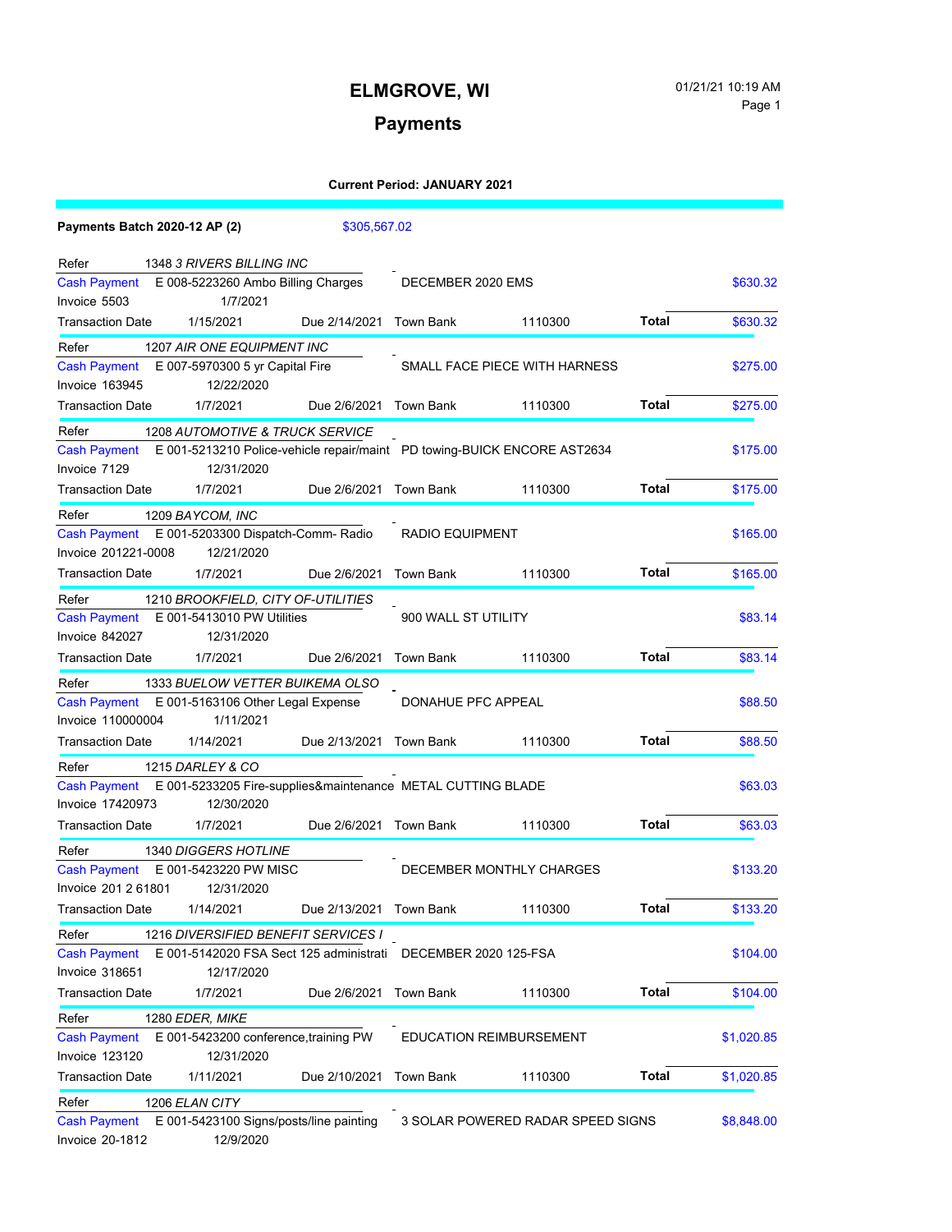# ELMGROVE, WI

## Payments

01/21/21 10:19 AM

**Current Period: JANUARY 2021**

**Payments Batch 2020-12 AP (2)** $305,567.02

Refer 1348 *3 RIVERS BILLING INC*
Cash Payment E 008-5223260 Ambo Billing Charges DECEMBER 2020 EMS $630.32
Invoice 5503 1/7/2021
Transaction Date 1/15/2021 Due 2/14/2021 Town Bank 1110300 **Total** $630.32

Refer 1207 *AIR ONE EQUIPMENT INC*
Cash Payment E 007-5970300 5 yr Capital Fire SMALL FACE PIECE WITH HARNESS $275.00
Invoice 163945 12/22/2020
Transaction Date 1/7/2021 Due 2/6/2021 Town Bank 1110300 **Total** $275.00

Refer 1208 *AUTOMOTIVE & TRUCK SERVICE*
Cash Payment E 001-5213210 Police-vehicle repair/maint PD towing-BUICK ENCORE AST2634 $175.00
Invoice 7129 12/31/2020
Transaction Date 1/7/2021 Due 2/6/2021 Town Bank 1110300 **Total** $175.00

Refer 1209 *BAYCOM, INC*
Cash Payment E 001-5203300 Dispatch-Comm- Radio RADIO EQUIPMENT $165.00
Invoice 201221-0008 12/21/2020
Transaction Date 1/7/2021 Due 2/6/2021 Town Bank 1110300 **Total** $165.00

Refer 1210 *BROOKFIELD, CITY OF-UTILITIES*
Cash Payment E 001-5413010 PW Utilities 900 WALL ST UTILITY $83.14
Invoice 842027 12/31/2020
Transaction Date 1/7/2021 Due 2/6/2021 Town Bank 1110300 **Total** $83.14

Refer 1333 *BUELOW VETTER BUIKEMA OLSO*
Cash Payment E 001-5163106 Other Legal Expense DONAHUE PFC APPEAL $88.50
Invoice 110000004 1/11/2021
Transaction Date 1/14/2021 Due 2/13/2021 Town Bank 1110300 **Total** $88.50

Refer 1215 *DARLEY & CO*
Cash Payment E 001-5233205 Fire-supplies&maintenance METAL CUTTING BLADE $63.03
Invoice 17420973 12/30/2020
Transaction Date 1/7/2021 Due 2/6/2021 Town Bank 1110300 **Total** $63.03

Refer 1340 *DIGGERS HOTLINE*
Cash Payment E 001-5423220 PW MISC DECEMBER MONTHLY CHARGES $133.20
Invoice 201 2 61801 12/31/2020
Transaction Date 1/14/2021 Due 2/13/2021 Town Bank 1110300 **Total** $133.20

Refer 1216 *DIVERSIFIED BENEFIT SERVICES I*
Cash Payment E 001-5142020 FSA Sect 125 administrati DECEMBER 2020 125-FSA $104.00
Invoice 318651 12/17/2020
Transaction Date 1/7/2021 Due 2/6/2021 Town Bank 1110300 **Total** $104.00

Refer 1280 *EDER, MIKE*
Cash Payment E 001-5423200 conference,training PW EDUCATION REIMBURSEMENT $1,020.85
Invoice 123120 12/31/2020
Transaction Date 1/11/2021 Due 2/10/2021 Town Bank 1110300 **Total** $1,020.85

Refer 1206 *ELAN CITY*
Cash Payment E 001-5423100 Signs/posts/line painting 3 SOLAR POWERED RADAR SPEED SIGNS $8,848.00
Invoice 20-1812 12/9/2020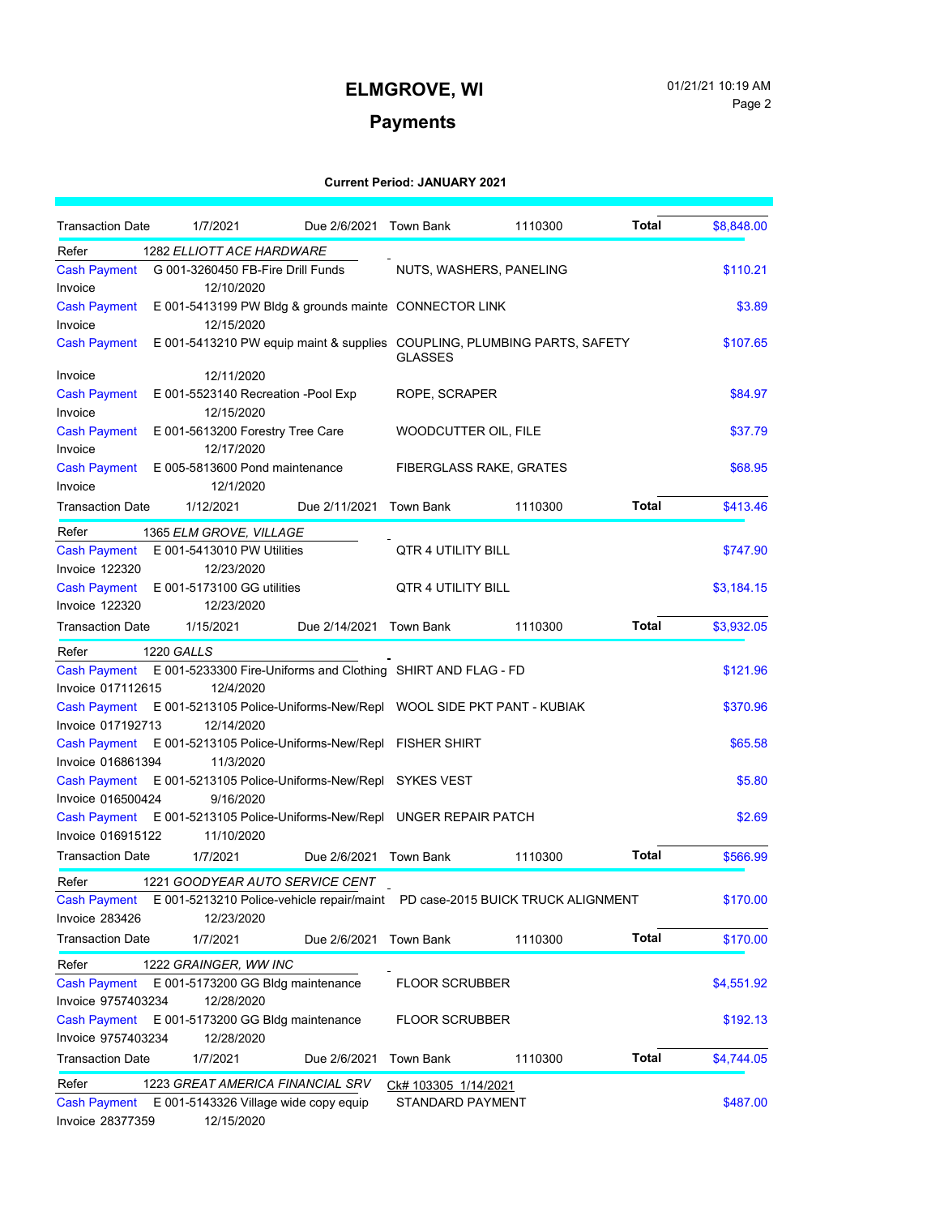# ELMGROVE, WI

## Payments

01/21/21 10:19 AM

**Current Period: JANUARY 2021**

| | | | | | | |
|---|---|---|---|---|---|---|
| Transaction Date | 1/7/2021 | Due 2/6/2021 | Town Bank | 1110300 | **Total** | $8,848.00 |
| Refer | 1282 *ELLIOTT ACE HARDWARE* | | | | | |
| Cash Payment | G 001-3260450 FB-Fire Drill Funds | | NUTS, WASHERS, PANELING | | | $110.21 |
| Invoice | 12/10/2020 | | | | | |
| Cash Payment | E 001-5413199 PW Bldg & grounds mainte | | CONNECTOR LINK | | | $3.89 |
| Invoice | 12/15/2020 | | | | | |
| Cash Payment | E 001-5413210 PW equip maint & supplies | | COUPLING, PLUMBING PARTS, SAFETY GLASSES | | | $107.65 |
| Invoice | 12/11/2020 | | | | | |
| Cash Payment | E 001-5523140 Recreation -Pool Exp | | ROPE, SCRAPER | | | $84.97 |
| Invoice | 12/15/2020 | | | | | |
| Cash Payment | E 001-5613200 Forestry Tree Care | | WOODCUTTER OIL, FILE | | | $37.79 |
| Invoice | 12/17/2020 | | | | | |
| Cash Payment | E 005-5813600 Pond maintenance | | FIBERGLASS RAKE, GRATES | | | $68.95 |
| Invoice | 12/1/2020 | | | | | |
| Transaction Date | 1/12/2021 | Due 2/11/2021 | Town Bank | 1110300 | **Total** | $413.46 |
| Refer | 1365 *ELM GROVE, VILLAGE* | | | | | |
| Cash Payment | E 001-5413010 PW Utilities | | QTR 4 UTILITY BILL | | | $747.90 |
| Invoice 122320 | 12/23/2020 | | | | | |
| Cash Payment | E 001-5173100 GG utilities | | QTR 4 UTILITY BILL | | | $3,184.15 |
| Invoice 122320 | 12/23/2020 | | | | | |
| Transaction Date | 1/15/2021 | Due 2/14/2021 | Town Bank | 1110300 | **Total** | $3,932.05 |
| Refer | 1220 *GALLS* | | | | | |
| Cash Payment | E 001-5233300 Fire-Uniforms and Clothing | | SHIRT AND FLAG - FD | | | $121.96 |
| Invoice 017112615 | 12/4/2020 | | | | | |
| Cash Payment | E 001-5213105 Police-Uniforms-New/Repl | | WOOL SIDE PKT PANT - KUBIAK | | | $370.96 |
| Invoice 017192713 | 12/14/2020 | | | | | |
| Cash Payment | E 001-5213105 Police-Uniforms-New/Repl | | FISHER SHIRT | | | $65.58 |
| Invoice 016861394 | 11/3/2020 | | | | | |
| Cash Payment | E 001-5213105 Police-Uniforms-New/Repl | | SYKES VEST | | | $5.80 |
| Invoice 016500424 | 9/16/2020 | | | | | |
| Cash Payment | E 001-5213105 Police-Uniforms-New/Repl | | UNGER REPAIR PATCH | | | $2.69 |
| Invoice 016915122 | 11/10/2020 | | | | | |
| Transaction Date | 1/7/2021 | Due 2/6/2021 | Town Bank | 1110300 | **Total** | $566.99 |
| Refer | 1221 *GOODYEAR AUTO SERVICE CENT* | | | | | |
| Cash Payment | E 001-5213210 Police-vehicle repair/maint | | PD case-2015 BUICK TRUCK ALIGNMENT | | | $170.00 |
| Invoice 283426 | 12/23/2020 | | | | | |
| Transaction Date | 1/7/2021 | Due 2/6/2021 | Town Bank | 1110300 | **Total** | $170.00 |
| Refer | 1222 *GRAINGER, WW INC* | | | | | |
| Cash Payment | E 001-5173200 GG Bldg maintenance | | FLOOR SCRUBBER | | | $4,551.92 |
| Invoice 9757403234 | 12/28/2020 | | | | | |
| Cash Payment | E 001-5173200 GG Bldg maintenance | | FLOOR SCRUBBER | | | $192.13 |
| Invoice 9757403234 | 12/28/2020 | | | | | |
| Transaction Date | 1/7/2021 | Due 2/6/2021 | Town Bank | 1110300 | **Total** | $4,744.05 |
| Refer | 1223 *GREAT AMERICA FINANCIAL SRV* | | Ck# 103305 1/14/2021 | | | |
| Cash Payment | E 001-5143326 Village wide copy equip | | STANDARD PAYMENT | | | $487.00 |
| Invoice 28377359 | 12/15/2020 | | | | | |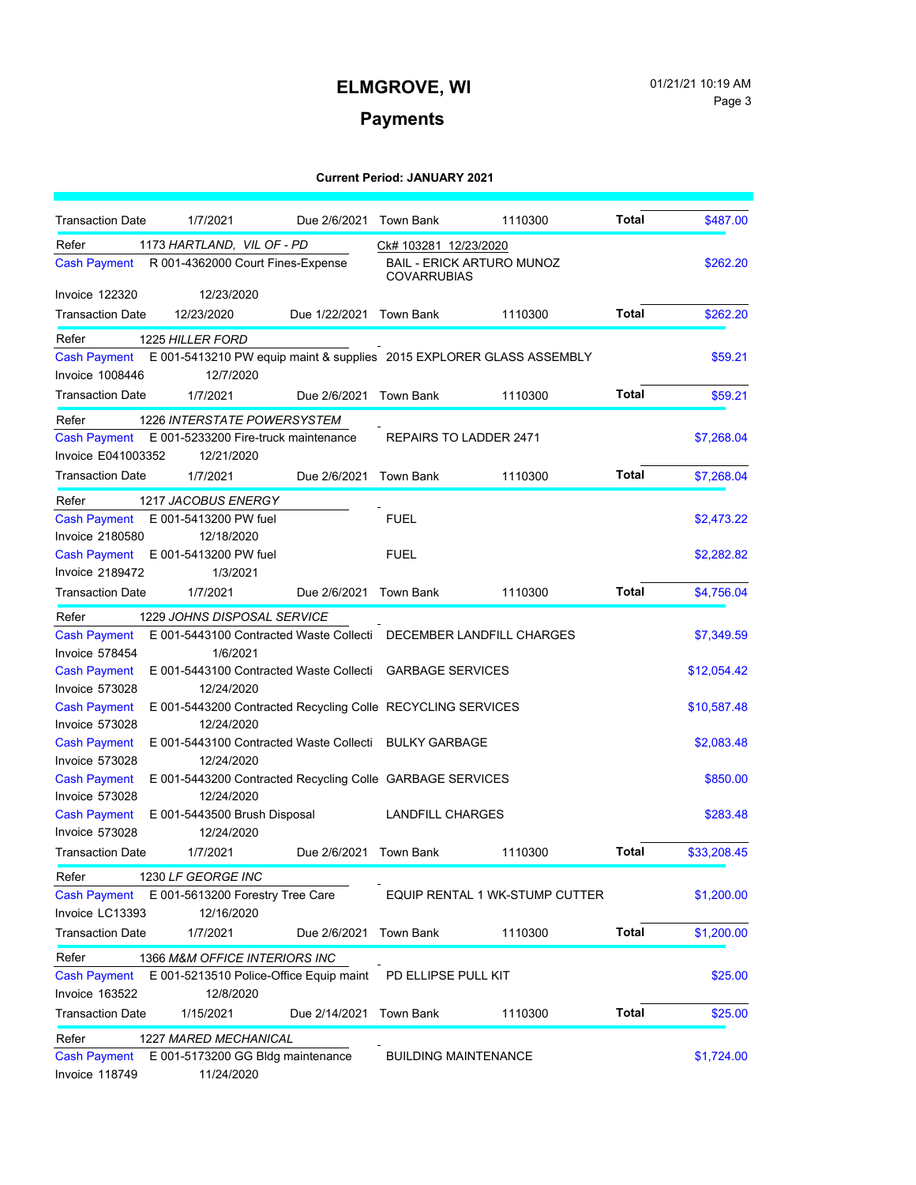# ELMGROVE, WI

## Payments

**Current Period: JANUARY 2021**

| | | | | | | |
|---|---|---|---|---|---|---|
| Transaction Date | 1/7/2021 | Due 2/6/2021 | Town Bank | 1110300 | **Total** | $487.00 |
| Refer | *1173 HARTLAND, VIL OF - PD* | | Ck# 103281 12/23/2020 | | | |
| Cash Payment | R 001-4362000 Court Fines-Expense | | BAIL - ERICK ARTURO MUNOZ COVARRUBIAS | | | $262.20 |
| Invoice 122320 | 12/23/2020 | | | | | |
| Transaction Date | 12/23/2020 | Due 1/22/2021 | Town Bank | 1110300 | **Total** | $262.20 |
| Refer | *1225 HILLER FORD* | | | | | |
| Cash Payment | E 001-5413210 PW equip maint & supplies | | 2015 EXPLORER GLASS ASSEMBLY | | | $59.21 |
| Invoice 1008446 | 12/7/2020 | | | | | |
| Transaction Date | 1/7/2021 | Due 2/6/2021 | Town Bank | 1110300 | **Total** | $59.21 |
| Refer | *1226 INTERSTATE POWERSYSTEM* | | | | | |
| Cash Payment | E 001-5233200 Fire-truck maintenance | | REPAIRS TO LADDER 2471 | | | $7,268.04 |
| Invoice E041003352 | 12/21/2020 | | | | | |
| Transaction Date | 1/7/2021 | Due 2/6/2021 | Town Bank | 1110300 | **Total** | $7,268.04 |
| Refer | *1217 JACOBUS ENERGY* | | | | | |
| Cash Payment | E 001-5413200 PW fuel | | FUEL | | | $2,473.22 |
| Invoice 2180580 | 12/18/2020 | | | | | |
| Cash Payment | E 001-5413200 PW fuel | | FUEL | | | $2,282.82 |
| Invoice 2189472 | 1/3/2021 | | | | | |
| Transaction Date | 1/7/2021 | Due 2/6/2021 | Town Bank | 1110300 | **Total** | $4,756.04 |
| Refer | *1229 JOHNS DISPOSAL SERVICE* | | | | | |
| Cash Payment | E 001-5443100 Contracted Waste Collecti | | DECEMBER LANDFILL CHARGES | | | $7,349.59 |
| Invoice 578454 | 1/6/2021 | | | | | |
| Cash Payment | E 001-5443100 Contracted Waste Collecti | | GARBAGE SERVICES | | | $12,054.42 |
| Invoice 573028 | 12/24/2020 | | | | | |
| Cash Payment | E 001-5443200 Contracted Recycling Colle | | RECYCLING SERVICES | | | $10,587.48 |
| Invoice 573028 | 12/24/2020 | | | | | |
| Cash Payment | E 001-5443100 Contracted Waste Collecti | | BULKY GARBAGE | | | $2,083.48 |
| Invoice 573028 | 12/24/2020 | | | | | |
| Cash Payment | E 001-5443200 Contracted Recycling Colle | | GARBAGE SERVICES | | | $850.00 |
| Invoice 573028 | 12/24/2020 | | | | | |
| Cash Payment | E 001-5443500 Brush Disposal | | LANDFILL CHARGES | | | $283.48 |
| Invoice 573028 | 12/24/2020 | | | | | |
| Transaction Date | 1/7/2021 | Due 2/6/2021 | Town Bank | 1110300 | **Total** | $33,208.45 |
| Refer | *1230 LF GEORGE INC* | | | | | |
| Cash Payment | E 001-5613200 Forestry Tree Care | | EQUIP RENTAL 1 WK-STUMP CUTTER | | | $1,200.00 |
| Invoice LC13393 | 12/16/2020 | | | | | |
| Transaction Date | 1/7/2021 | Due 2/6/2021 | Town Bank | 1110300 | **Total** | $1,200.00 |
| Refer | *1366 M&M OFFICE INTERIORS INC* | | | | | |
| Cash Payment | E 001-5213510 Police-Office Equip maint | | PD ELLIPSE PULL KIT | | | $25.00 |
| Invoice 163522 | 12/8/2020 | | | | | |
| Transaction Date | 1/15/2021 | Due 2/14/2021 | Town Bank | 1110300 | **Total** | $25.00 |
| Refer | *1227 MARED MECHANICAL* | | | | | |
| Cash Payment | E 001-5173200 GG Bldg maintenance | | BUILDING MAINTENANCE | | | $1,724.00 |
| Invoice 118749 | 11/24/2020 | | | | | |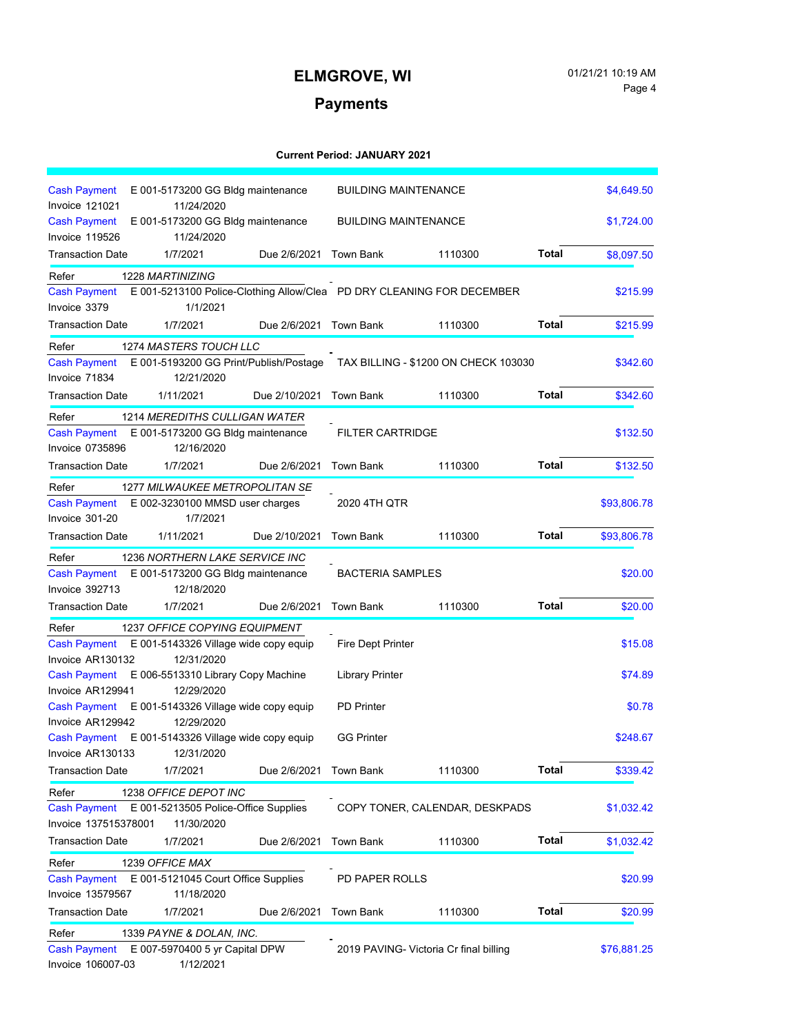# ELMGROVE, WI

## Payments

**Current Period: JANUARY 2021**

| | | | | | |
|---|---|---|---|---|---|
| Cash Payment | E 001-5173200 GG Bldg maintenance | BUILDING MAINTENANCE | | | $4,649.50 |
| Invoice 121021 | 11/24/2020 | | | | |
| Cash Payment | E 001-5173200 GG Bldg maintenance | BUILDING MAINTENANCE | | | $1,724.00 |
| Invoice 119526 | 11/24/2020 | | | | |
| Transaction Date 1/7/2021 | Due 2/6/2021 | Town Bank | 1110300 | **Total** | $8,097.50 |

| | | | | | |
|---|---|---|---|---|---|
| Refer | *1228 MARTINIZING* | | | | |
| Cash Payment | E 001-5213100 Police-Clothing Allow/Clea | PD DRY CLEANING FOR DECEMBER | | | $215.99 |
| Invoice 3379 | 1/1/2021 | | | | |
| Transaction Date 1/7/2021 | Due 2/6/2021 | Town Bank | 1110300 | **Total** | $215.99 |

| | | | | | |
|---|---|---|---|---|---|
| Refer | *1274 MASTERS TOUCH LLC* | | | | |
| Cash Payment | E 001-5193200 GG Print/Publish/Postage | TAX BILLING - $1200 ON CHECK 103030 | | | $342.60 |
| Invoice 71834 | 12/21/2020 | | | | |
| Transaction Date 1/11/2021 | Due 2/10/2021 | Town Bank | 1110300 | **Total** | $342.60 |

| | | | | | |
|---|---|---|---|---|---|
| Refer | *1214 MEREDITHS CULLIGAN WATER* | | | | |
| Cash Payment | E 001-5173200 GG Bldg maintenance | FILTER CARTRIDGE | | | $132.50 |
| Invoice 0735896 | 12/16/2020 | | | | |
| Transaction Date 1/7/2021 | Due 2/6/2021 | Town Bank | 1110300 | **Total** | $132.50 |

| | | | | | |
|---|---|---|---|---|---|
| Refer | *1277 MILWAUKEE METROPOLITAN SE* | | | | |
| Cash Payment | E 002-3230100 MMSD user charges | 2020 4TH QTR | | | $93,806.78 |
| Invoice 301-20 | 1/7/2021 | | | | |
| Transaction Date 1/11/2021 | Due 2/10/2021 | Town Bank | 1110300 | **Total** | $93,806.78 |

| | | | | | |
|---|---|---|---|---|---|
| Refer | *1236 NORTHERN LAKE SERVICE INC* | | | | |
| Cash Payment | E 001-5173200 GG Bldg maintenance | BACTERIA SAMPLES | | | $20.00 |
| Invoice 392713 | 12/18/2020 | | | | |
| Transaction Date 1/7/2021 | Due 2/6/2021 | Town Bank | 1110300 | **Total** | $20.00 |

| | | | | | |
|---|---|---|---|---|---|
| Refer | *1237 OFFICE COPYING EQUIPMENT* | | | | |
| Cash Payment | E 001-5143326 Village wide copy equip | Fire Dept Printer | | | $15.08 |
| Invoice AR130132 | 12/31/2020 | | | | |
| Cash Payment | E 006-5513310 Library Copy Machine | Library Printer | | | $74.89 |
| Invoice AR129941 | 12/29/2020 | | | | |
| Cash Payment | E 001-5143326 Village wide copy equip | PD Printer | | | $0.78 |
| Invoice AR129942 | 12/29/2020 | | | | |
| Cash Payment | E 001-5143326 Village wide copy equip | GG Printer | | | $248.67 |
| Invoice AR130133 | 12/31/2020 | | | | |
| Transaction Date 1/7/2021 | Due 2/6/2021 | Town Bank | 1110300 | **Total** | $339.42 |

| | | | | | |
|---|---|---|---|---|---|
| Refer | *1238 OFFICE DEPOT INC* | | | | |
| Cash Payment | E 001-5213505 Police-Office Supplies | COPY TONER, CALENDAR, DESKPADS | | | $1,032.42 |
| Invoice 137515378001 | 11/30/2020 | | | | |
| Transaction Date 1/7/2021 | Due 2/6/2021 | Town Bank | 1110300 | **Total** | $1,032.42 |

| | | | | | |
|---|---|---|---|---|---|
| Refer | *1239 OFFICE MAX* | | | | |
| Cash Payment | E 001-5121045 Court Office Supplies | PD PAPER ROLLS | | | $20.99 |
| Invoice 13579567 | 11/18/2020 | | | | |
| Transaction Date 1/7/2021 | Due 2/6/2021 | Town Bank | 1110300 | **Total** | $20.99 |

| | | | | | |
|---|---|---|---|---|---|
| Refer | *1339 PAYNE & DOLAN, INC.* | | | | |
| Cash Payment | E 007-5970400 5 yr Capital DPW | 2019 PAVING- Victoria Cr final billing | | | $76,881.25 |
| Invoice 106007-03 | 1/12/2021 | | | | |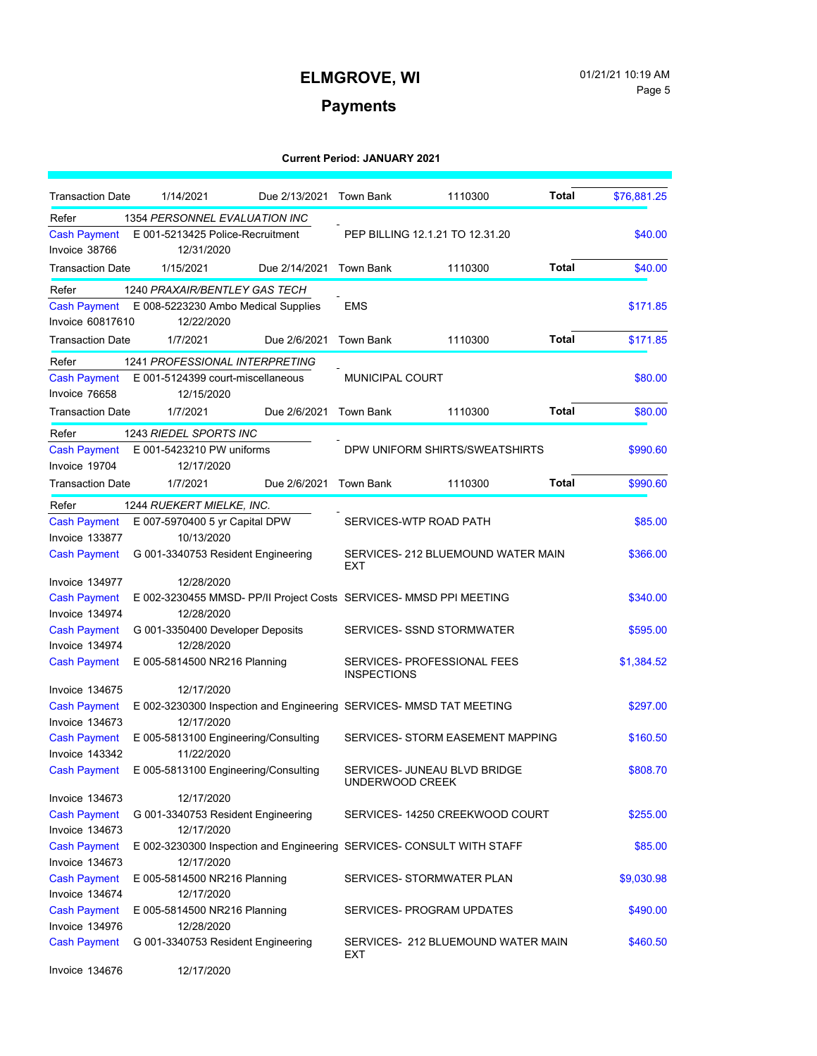# ELMGROVE, WI

01/21/21 10:19 AM

## Payments

**Current Period: JANUARY 2021**

| | | | | | | |
|---|---|---|---|---|---|---|
| Transaction Date | 1/14/2021 | Due 2/13/2021 | Town Bank | 1110300 | **Total** | $76,881.25 |
| Refer | 1354 *PERSONNEL EVALUATION INC* | | | | | |
| Cash Payment | E 001-5213425 Police-Recruitment | | PEP BILLING 12.1.21 TO 12.31.20 | | | $40.00 |
| Invoice 38766 | 12/31/2020 | | | | | |
| Transaction Date | 1/15/2021 | Due 2/14/2021 | Town Bank | 1110300 | **Total** | $40.00 |
| Refer | 1240 *PRAXAIR/BENTLEY GAS TECH* | | | | | |
| Cash Payment | E 008-5223230 Ambo Medical Supplies | | EMS | | | $171.85 |
| Invoice 60817610 | 12/22/2020 | | | | | |
| Transaction Date | 1/7/2021 | Due 2/6/2021 | Town Bank | 1110300 | **Total** | $171.85 |
| Refer | 1241 *PROFESSIONAL INTERPRETING* | | | | | |
| Cash Payment | E 001-5124399 court-miscellaneous | | MUNICIPAL COURT | | | $80.00 |
| Invoice 76658 | 12/15/2020 | | | | | |
| Transaction Date | 1/7/2021 | Due 2/6/2021 | Town Bank | 1110300 | **Total** | $80.00 |
| Refer | 1243 *RIEDEL SPORTS INC* | | | | | |
| Cash Payment | E 001-5423210 PW uniforms | | DPW UNIFORM SHIRTS/SWEATSHIRTS | | | $990.60 |
| Invoice 19704 | 12/17/2020 | | | | | |
| Transaction Date | 1/7/2021 | Due 2/6/2021 | Town Bank | 1110300 | **Total** | $990.60 |
| Refer | 1244 *RUEKERT MIELKE, INC.* | | | | | |
| Cash Payment | E 007-5970400 5 yr Capital DPW | | SERVICES-WTP ROAD PATH | | | $85.00 |
| Invoice 133877 | 10/13/2020 | | | | | |
| Cash Payment | G 001-3340753 Resident Engineering | | SERVICES- 212 BLUEMOUND WATER MAIN EXT | | | $366.00 |
| Invoice 134977 | 12/28/2020 | | | | | |
| Cash Payment | E 002-3230455 MMSD- PP/II Project Costs | | SERVICES- MMSD PPI MEETING | | | $340.00 |
| Invoice 134974 | 12/28/2020 | | | | | |
| Cash Payment | G 001-3350400 Developer Deposits | | SERVICES- SSND STORMWATER | | | $595.00 |
| Invoice 134974 | 12/28/2020 | | | | | |
| Cash Payment | E 005-5814500 NR216 Planning | | SERVICES- PROFESSIONAL FEES INSPECTIONS | | | $1,384.52 |
| Invoice 134675 | 12/17/2020 | | | | | |
| Cash Payment | E 002-3230300 Inspection and Engineering | | SERVICES- MMSD TAT MEETING | | | $297.00 |
| Invoice 134673 | 12/17/2020 | | | | | |
| Cash Payment | E 005-5813100 Engineering/Consulting | | SERVICES- STORM EASEMENT MAPPING | | | $160.50 |
| Invoice 143342 | 11/22/2020 | | | | | |
| Cash Payment | E 005-5813100 Engineering/Consulting | | SERVICES- JUNEAU BLVD BRIDGE UNDERWOOD CREEK | | | $808.70 |
| Invoice 134673 | 12/17/2020 | | | | | |
| Cash Payment | G 001-3340753 Resident Engineering | | SERVICES- 14250 CREEKWOOD COURT | | | $255.00 |
| Invoice 134673 | 12/17/2020 | | | | | |
| Cash Payment | E 002-3230300 Inspection and Engineering | | SERVICES- CONSULT WITH STAFF | | | $85.00 |
| Invoice 134673 | 12/17/2020 | | | | | |
| Cash Payment | E 005-5814500 NR216 Planning | | SERVICES- STORMWATER PLAN | | | $9,030.98 |
| Invoice 134674 | 12/17/2020 | | | | | |
| Cash Payment | E 005-5814500 NR216 Planning | | SERVICES- PROGRAM UPDATES | | | $490.00 |
| Invoice 134976 | 12/28/2020 | | | | | |
| Cash Payment | G 001-3340753 Resident Engineering | | SERVICES- 212 BLUEMOUND WATER MAIN EXT | | | $460.50 |
| Invoice 134676 | 12/17/2020 | | | | | |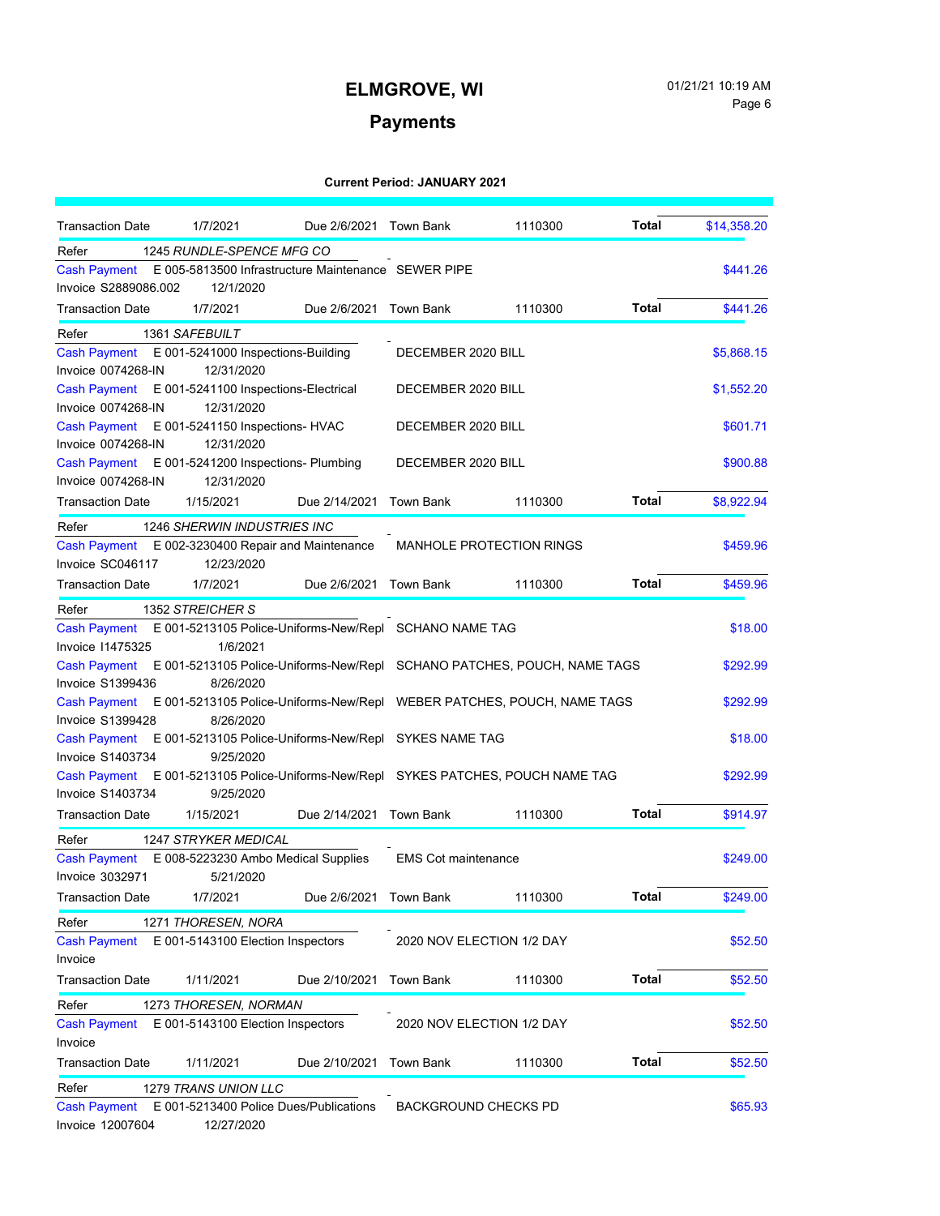# ELMGROVE, WI

## Payments

**Current Period: JANUARY 2021**

| | | | | | | |
|---|---|---|---|---|---|---|
| Transaction Date | 1/7/2021 | Due 2/6/2021 | Town Bank | 1110300 | **Total** | $14,358.20 |

Refer 1245 *RUNDLE-SPENCE MFG CO*

| | | | |
|---|---|---|---|
| Cash Payment | E 005-5813500 Infrastructure Maintenance | SEWER PIPE | $441.26 |
| Invoice S2889086.002 | 12/1/2020 | | |

| | | | | | | |
|---|---|---|---|---|---|---|
| Transaction Date | 1/7/2021 | Due 2/6/2021 | Town Bank | 1110300 | **Total** | $441.26 |

Refer 1361 *SAFEBUILT*

| | | | |
|---|---|---|---|
| Cash Payment | E 001-5241000 Inspections-Building | DECEMBER 2020 BILL | $5,868.15 |
| Invoice 0074268-IN | 12/31/2020 | | |
| Cash Payment | E 001-5241100 Inspections-Electrical | DECEMBER 2020 BILL | $1,552.20 |
| Invoice 0074268-IN | 12/31/2020 | | |
| Cash Payment | E 001-5241150 Inspections- HVAC | DECEMBER 2020 BILL | $601.71 |
| Invoice 0074268-IN | 12/31/2020 | | |
| Cash Payment | E 001-5241200 Inspections- Plumbing | DECEMBER 2020 BILL | $900.88 |
| Invoice 0074268-IN | 12/31/2020 | | |

| | | | | | | |
|---|---|---|---|---|---|---|
| Transaction Date | 1/15/2021 | Due 2/14/2021 | Town Bank | 1110300 | **Total** | $8,922.94 |

Refer 1246 *SHERWIN INDUSTRIES INC*

| | | | |
|---|---|---|---|
| Cash Payment | E 002-3230400 Repair and Maintenance | MANHOLE PROTECTION RINGS | $459.96 |
| Invoice SC046117 | 12/23/2020 | | |

| | | | | | | |
|---|---|---|---|---|---|---|
| Transaction Date | 1/7/2021 | Due 2/6/2021 | Town Bank | 1110300 | **Total** | $459.96 |

Refer 1352 *STREICHER S*

| | | | |
|---|---|---|---|
| Cash Payment | E 001-5213105 Police-Uniforms-New/Repl | SCHANO NAME TAG | $18.00 |
| Invoice I1475325 | 1/6/2021 | | |
| Cash Payment | E 001-5213105 Police-Uniforms-New/Repl | SCHANO PATCHES, POUCH, NAME TAGS | $292.99 |
| Invoice S1399436 | 8/26/2020 | | |
| Cash Payment | E 001-5213105 Police-Uniforms-New/Repl | WEBER PATCHES, POUCH, NAME TAGS | $292.99 |
| Invoice S1399428 | 8/26/2020 | | |
| Cash Payment | E 001-5213105 Police-Uniforms-New/Repl | SYKES NAME TAG | $18.00 |
| Invoice S1403734 | 9/25/2020 | | |
| Cash Payment | E 001-5213105 Police-Uniforms-New/Repl | SYKES PATCHES, POUCH NAME TAG | $292.99 |
| Invoice S1403734 | 9/25/2020 | | |

| | | | | | | |
|---|---|---|---|---|---|---|
| Transaction Date | 1/15/2021 | Due 2/14/2021 | Town Bank | 1110300 | **Total** | $914.97 |

Refer 1247 *STRYKER MEDICAL*

| | | | |
|---|---|---|---|
| Cash Payment | E 008-5223230 Ambo Medical Supplies | EMS Cot maintenance | $249.00 |
| Invoice 3032971 | 5/21/2020 | | |

| | | | | | | |
|---|---|---|---|---|---|---|
| Transaction Date | 1/7/2021 | Due 2/6/2021 | Town Bank | 1110300 | **Total** | $249.00 |

Refer 1271 *THORESEN, NORA*

| | | | |
|---|---|---|---|
| Cash Payment | E 001-5143100 Election Inspectors | 2020 NOV ELECTION 1/2 DAY | $52.50 |
| Invoice | | | |

| | | | | | | |
|---|---|---|---|---|---|---|
| Transaction Date | 1/11/2021 | Due 2/10/2021 | Town Bank | 1110300 | **Total** | $52.50 |

Refer 1273 *THORESEN, NORMAN*

| | | | |
|---|---|---|---|
| Cash Payment | E 001-5143100 Election Inspectors | 2020 NOV ELECTION 1/2 DAY | $52.50 |
| Invoice | | | |

| | | | | | | |
|---|---|---|---|---|---|---|
| Transaction Date | 1/11/2021 | Due 2/10/2021 | Town Bank | 1110300 | **Total** | $52.50 |

Refer 1279 *TRANS UNION LLC*

| | | | |
|---|---|---|---|
| Cash Payment | E 001-5213400 Police Dues/Publications | BACKGROUND CHECKS PD | $65.93 |
| Invoice 12007604 | 12/27/2020 | | |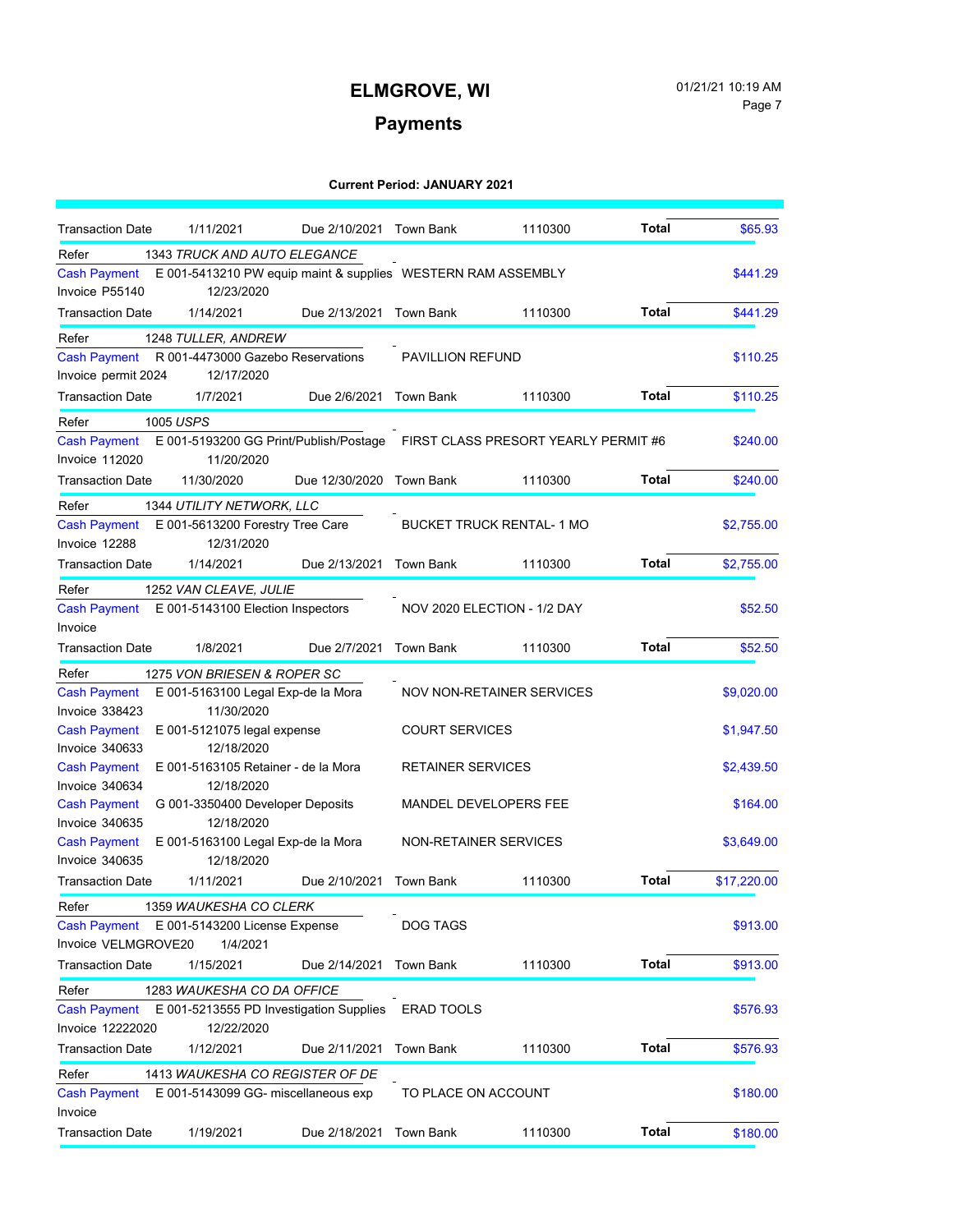# ELMGROVE, WI

## Payments

**Current Period: JANUARY 2021**

| | | | | | | |
|---|---|---|---|---|---|---|
| Transaction Date | 1/11/2021 | Due 2/10/2021 | Town Bank | 1110300 | **Total** | $65.93 |
| Refer | 1343 *TRUCK AND AUTO ELEGANCE* | | | | | |
| Cash Payment | E 001-5413210 PW equip maint & supplies | | WESTERN RAM ASSEMBLY | | | $441.29 |
| Invoice P55140 | 12/23/2020 | | | | | |
| Transaction Date | 1/14/2021 | Due 2/13/2021 | Town Bank | 1110300 | **Total** | $441.29 |
| Refer | 1248 *TULLER, ANDREW* | | | | | |
| Cash Payment | R 001-4473000 Gazebo Reservations | | PAVILLION REFUND | | | $110.25 |
| Invoice permit 2024 | 12/17/2020 | | | | | |
| Transaction Date | 1/7/2021 | Due 2/6/2021 | Town Bank | 1110300 | **Total** | $110.25 |
| Refer | 1005 *USPS* | | | | | |
| Cash Payment | E 001-5193200 GG Print/Publish/Postage | | FIRST CLASS PRESORT YEARLY PERMIT #6 | | | $240.00 |
| Invoice 112020 | 11/20/2020 | | | | | |
| Transaction Date | 11/30/2020 | Due 12/30/2020 | Town Bank | 1110300 | **Total** | $240.00 |
| Refer | 1344 *UTILITY NETWORK, LLC* | | | | | |
| Cash Payment | E 001-5613200 Forestry Tree Care | | BUCKET TRUCK RENTAL- 1 MO | | | $2,755.00 |
| Invoice 12288 | 12/31/2020 | | | | | |
| Transaction Date | 1/14/2021 | Due 2/13/2021 | Town Bank | 1110300 | **Total** | $2,755.00 |
| Refer | 1252 *VAN CLEAVE, JULIE* | | | | | |
| Cash Payment | E 001-5143100 Election Inspectors | | NOV 2020 ELECTION - 1/2 DAY | | | $52.50 |
| Invoice | | | | | | |
| Transaction Date | 1/8/2021 | Due 2/7/2021 | Town Bank | 1110300 | **Total** | $52.50 |
| Refer | 1275 *VON BRIESEN & ROPER SC* | | | | | |
| Cash Payment | E 001-5163100 Legal Exp-de la Mora | | NOV NON-RETAINER SERVICES | | | $9,020.00 |
| Invoice 338423 | 11/30/2020 | | | | | |
| Cash Payment | E 001-5121075 legal expense | | COURT SERVICES | | | $1,947.50 |
| Invoice 340633 | 12/18/2020 | | | | | |
| Cash Payment | E 001-5163105 Retainer - de la Mora | | RETAINER SERVICES | | | $2,439.50 |
| Invoice 340634 | 12/18/2020 | | | | | |
| Cash Payment | G 001-3350400 Developer Deposits | | MANDEL DEVELOPERS FEE | | | $164.00 |
| Invoice 340635 | 12/18/2020 | | | | | |
| Cash Payment | E 001-5163100 Legal Exp-de la Mora | | NON-RETAINER SERVICES | | | $3,649.00 |
| Invoice 340635 | 12/18/2020 | | | | | |
| Transaction Date | 1/11/2021 | Due 2/10/2021 | Town Bank | 1110300 | **Total** | $17,220.00 |
| Refer | 1359 *WAUKESHA CO CLERK* | | | | | |
| Cash Payment | E 001-5143200 License Expense | | DOG TAGS | | | $913.00 |
| Invoice VELMGROVE20 | 1/4/2021 | | | | | |
| Transaction Date | 1/15/2021 | Due 2/14/2021 | Town Bank | 1110300 | **Total** | $913.00 |
| Refer | 1283 *WAUKESHA CO DA OFFICE* | | | | | |
| Cash Payment | E 001-5213555 PD Investigation Supplies | | ERAD TOOLS | | | $576.93 |
| Invoice 12222020 | 12/22/2020 | | | | | |
| Transaction Date | 1/12/2021 | Due 2/11/2021 | Town Bank | 1110300 | **Total** | $576.93 |
| Refer | 1413 *WAUKESHA CO REGISTER OF DE* | | | | | |
| Cash Payment | E 001-5143099 GG- miscellaneous exp | | TO PLACE ON ACCOUNT | | | $180.00 |
| Invoice | | | | | | |
| Transaction Date | 1/19/2021 | Due 2/18/2021 | Town Bank | 1110300 | **Total** | $180.00 |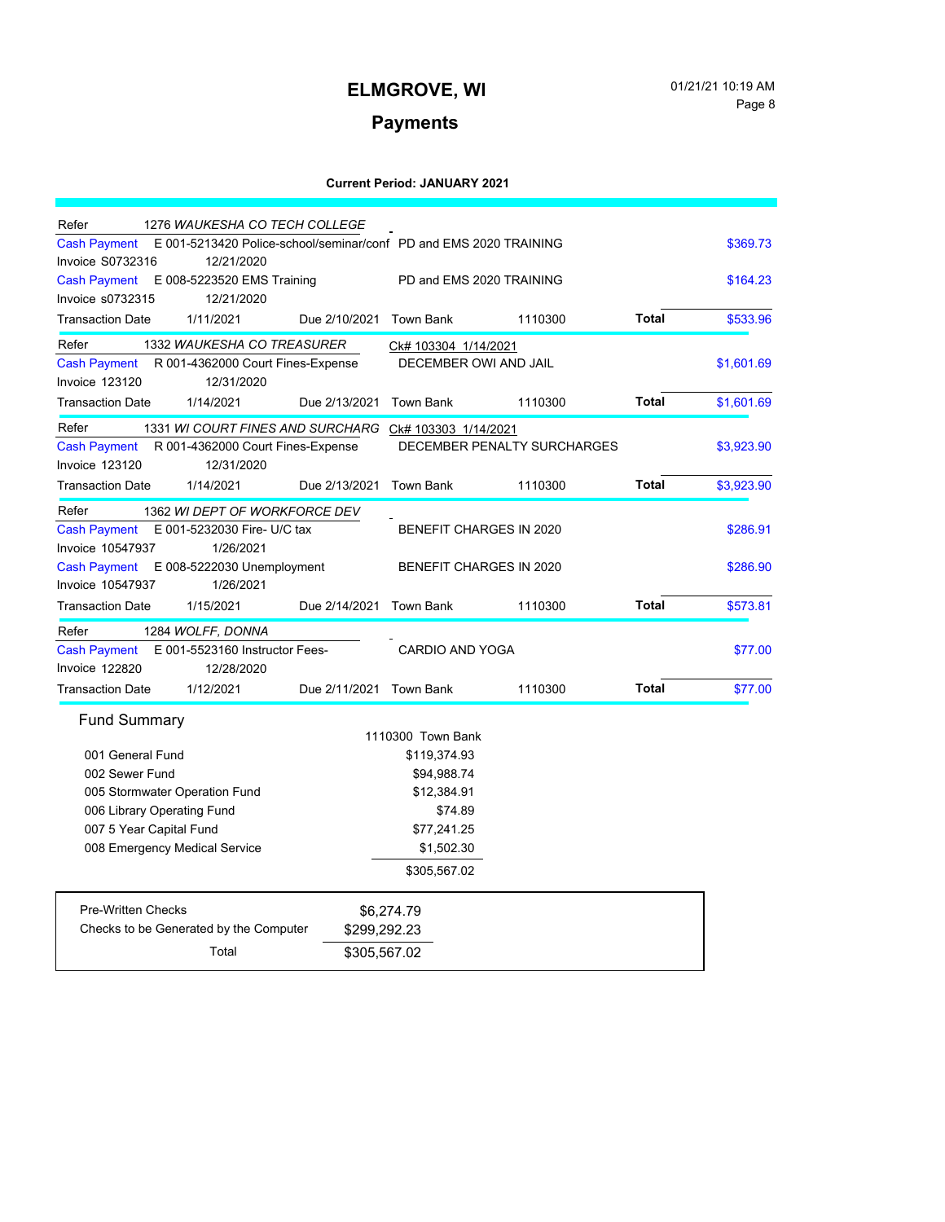# ELMGROVE, WI

## Payments

**Current Period: JANUARY 2021**

| | | | | | |
|---|---|---|---|---|---|
| Refer | 1276 *WAUKESHA CO TECH COLLEGE* | | | | |
| Cash Payment | E 001-5213420 Police-school/seminar/conf | PD and EMS 2020 TRAINING | | | $369.73 |
| Invoice S0732316 | 12/21/2020 | | | | |
| Cash Payment | E 008-5223520 EMS Training | PD and EMS 2020 TRAINING | | | $164.23 |
| Invoice s0732315 | 12/21/2020 | | | | |
| Transaction Date | 1/11/2021 | Due 2/10/2021 Town Bank | 1110300 | **Total** | $533.96 |
| Refer | 1332 *WAUKESHA CO TREASURER* | Ck# 103304 1/14/2021 | | | |
| Cash Payment | R 001-4362000 Court Fines-Expense | DECEMBER OWI AND JAIL | | | $1,601.69 |
| Invoice 123120 | 12/31/2020 | | | | |
| Transaction Date | 1/14/2021 | Due 2/13/2021 Town Bank | 1110300 | **Total** | $1,601.69 |
| Refer | 1331 *WI COURT FINES AND SURCHARG* | Ck# 103303 1/14/2021 | | | |
| Cash Payment | R 001-4362000 Court Fines-Expense | DECEMBER PENALTY SURCHARGES | | | $3,923.90 |
| Invoice 123120 | 12/31/2020 | | | | |
| Transaction Date | 1/14/2021 | Due 2/13/2021 Town Bank | 1110300 | **Total** | $3,923.90 |
| Refer | 1362 *WI DEPT OF WORKFORCE DEV* | | | | |
| Cash Payment | E 001-5232030 Fire- U/C tax | BENEFIT CHARGES IN 2020 | | | $286.91 |
| Invoice 10547937 | 1/26/2021 | | | | |
| Cash Payment | E 008-5222030 Unemployment | BENEFIT CHARGES IN 2020 | | | $286.90 |
| Invoice 10547937 | 1/26/2021 | | | | |
| Transaction Date | 1/15/2021 | Due 2/14/2021 Town Bank | 1110300 | **Total** | $573.81 |
| Refer | 1284 *WOLFF, DONNA* | | | | |
| Cash Payment | E 001-5523160 Instructor Fees- | CARDIO AND YOGA | | | $77.00 |
| Invoice 122820 | 12/28/2020 | | | | |
| Transaction Date | 1/12/2021 | Due 2/11/2021 Town Bank | 1110300 | **Total** | $77.00 |

### Fund Summary

| | 1110300 Town Bank |
|---|---|
| 001 General Fund | $119,374.93 |
| 002 Sewer Fund | $94,988.74 |
| 005 Stormwater Operation Fund | $12,384.91 |
| 006 Library Operating Fund | $74.89 |
| 007 5 Year Capital Fund | $77,241.25 |
| 008 Emergency Medical Service | $1,502.30 |
| | $305,567.02 |

| | |
|---|---|
| Pre-Written Checks | $6,274.79 |
| Checks to be Generated by the Computer | $299,292.23 |
| Total | $305,567.02 |